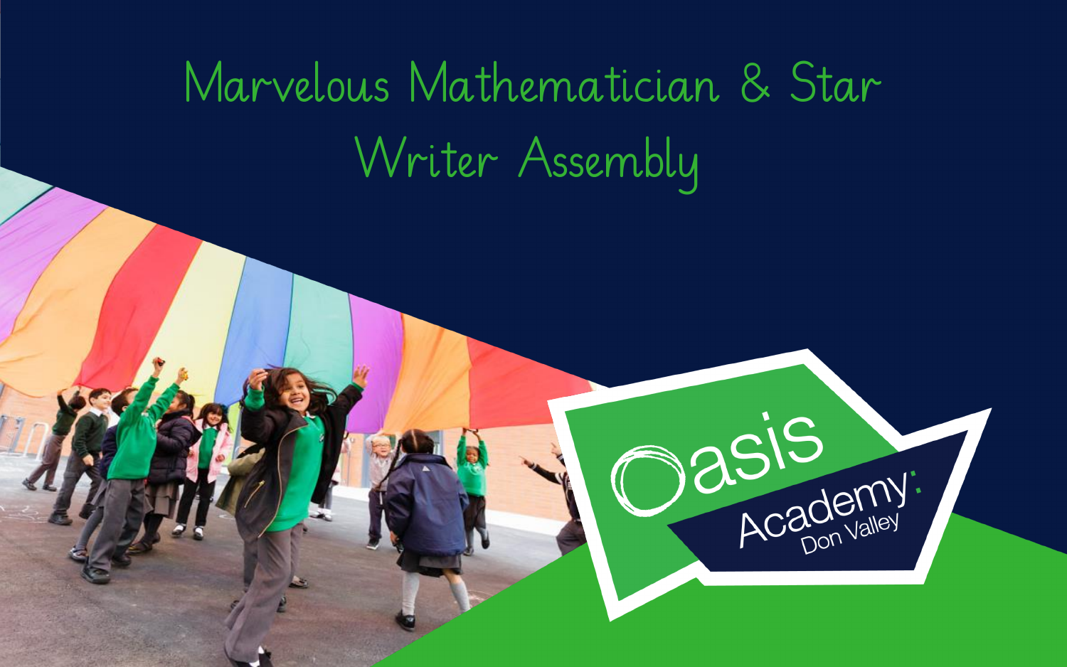# Marvelous Mathematician & Star Writer Assembly

Oasis Academy: Don Valley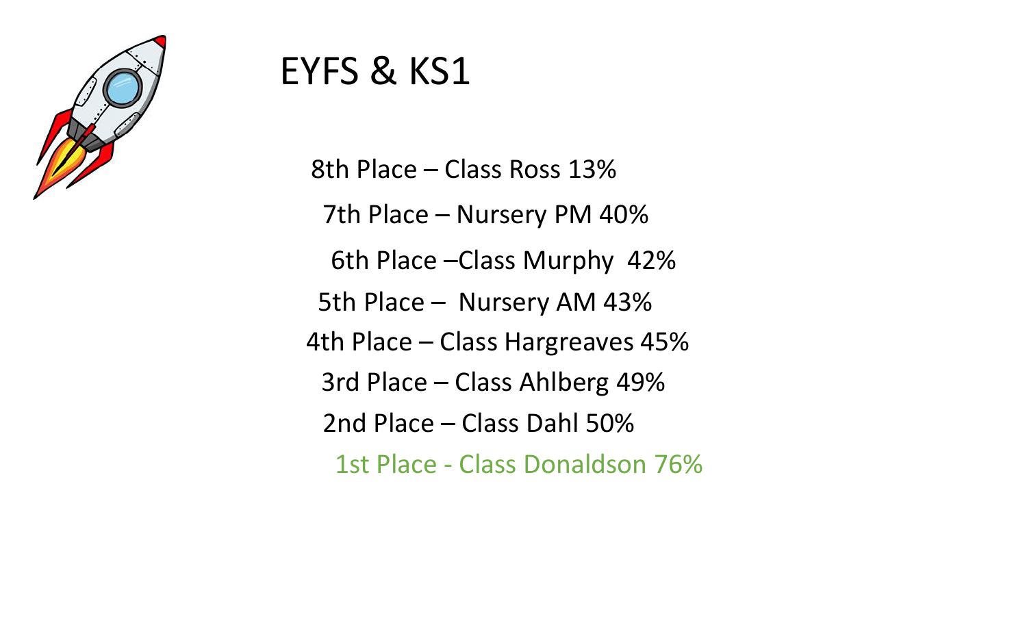# EYFS & KS1

8th Place – Class Ross 13%

7th Place – Nursery PM 40%

6th Place –Class Murphy 42%

5th Place – Nursery AM 43%

4th Place – Class Hargreaves 45%

3rd Place – Class Ahlberg 49%

2nd Place – Class Dahl 50%

1st Place - Class Donaldson 76%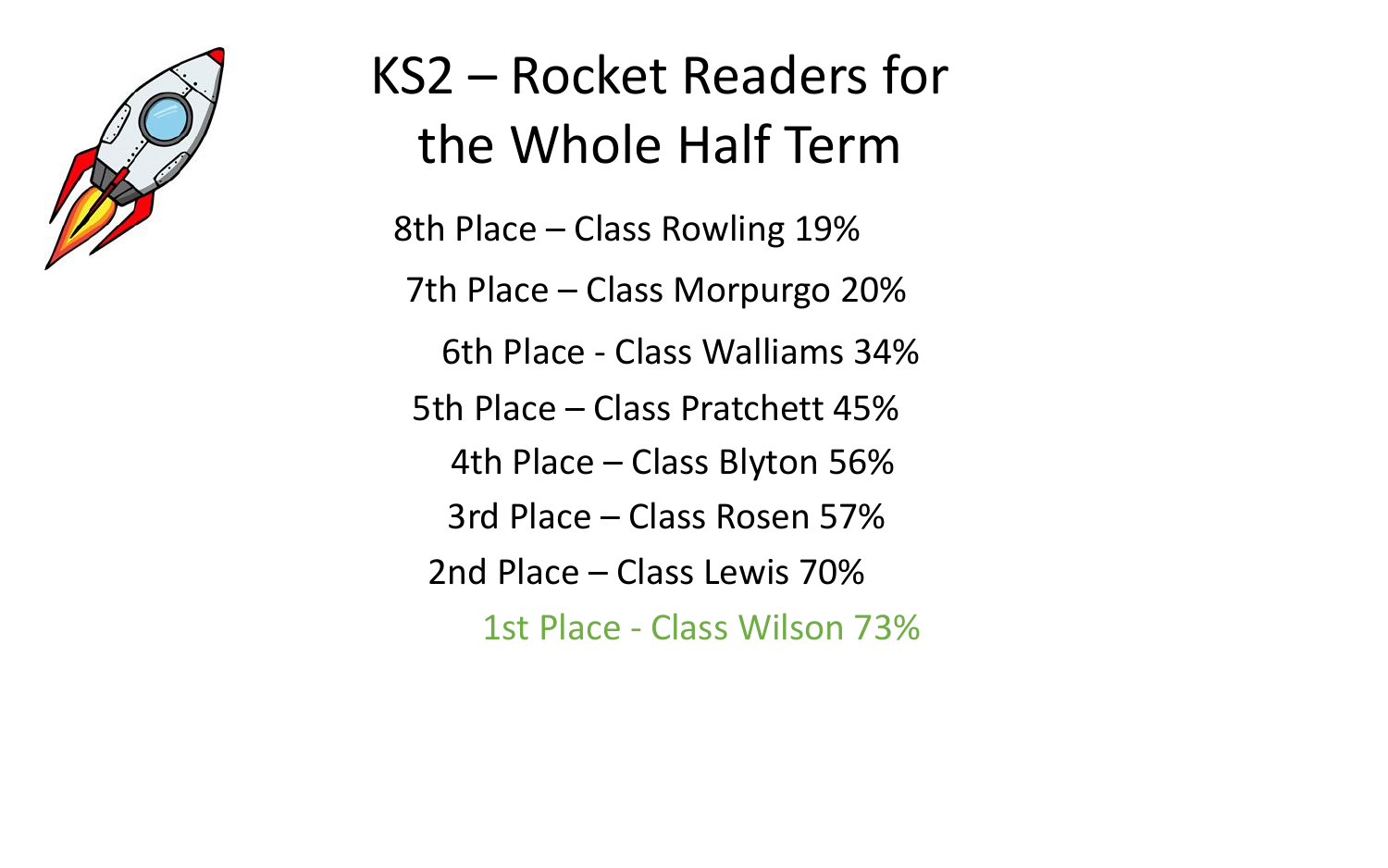# KS2 – Rocket Readers for the Whole Half Term

8th Place – Class Rowling 19%

7th Place – Class Morpurgo 20%

6th Place - Class Walliams 34%

5th Place – Class Pratchett 45%

4th Place – Class Blyton 56%

3rd Place – Class Rosen 57%

2nd Place – Class Lewis 70%

1st Place - Class Wilson 73%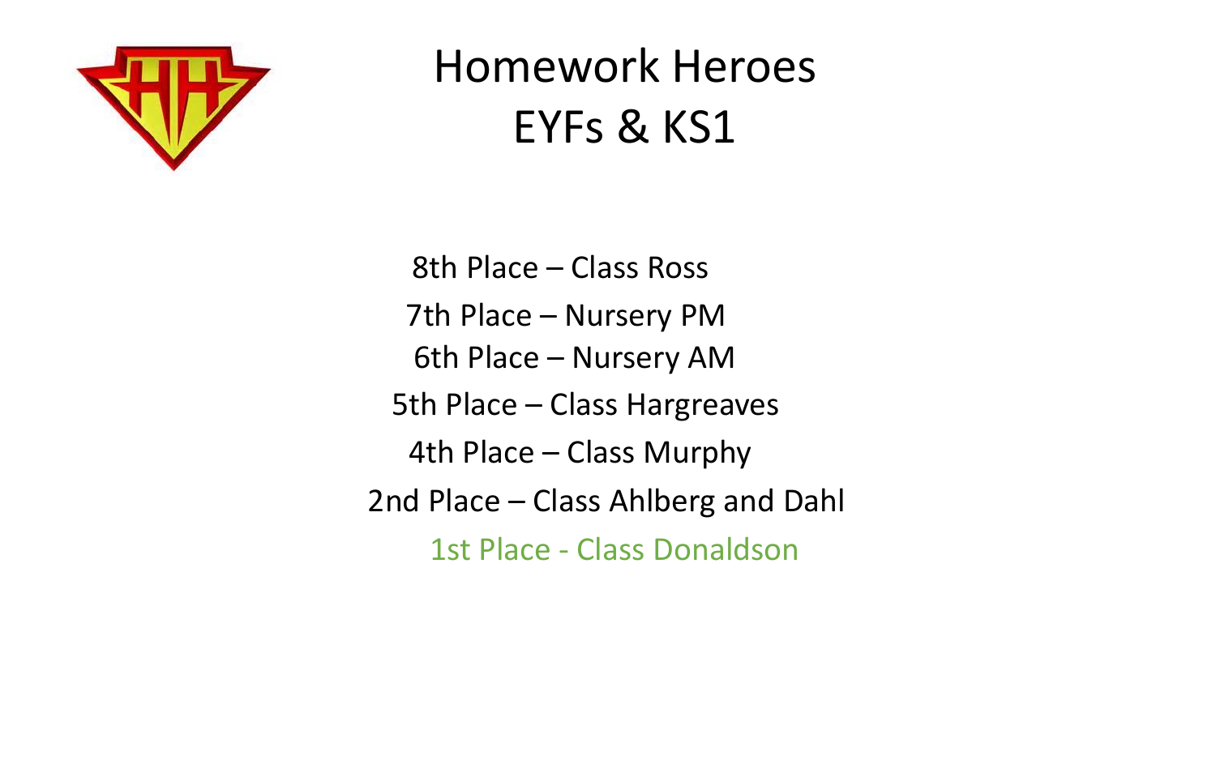# Homework Heroes
# EYFs & KS1

8th Place – Class Ross

7th Place – Nursery PM

6th Place – Nursery AM

5th Place – Class Hargreaves

4th Place – Class Murphy

2nd Place – Class Ahlberg and Dahl

1st Place - Class Donaldson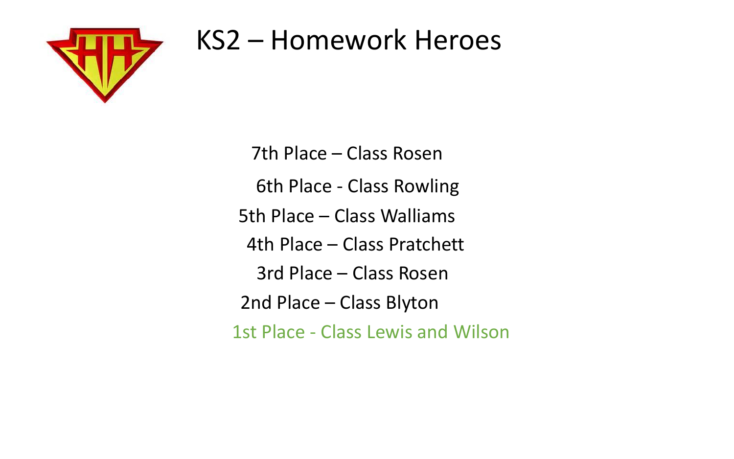# KS2 – Homework Heroes

7th Place – Class Rosen

6th Place - Class Rowling

5th Place – Class Walliams

4th Place – Class Pratchett

3rd Place – Class Rosen

2nd Place – Class Blyton

1st Place - Class Lewis and Wilson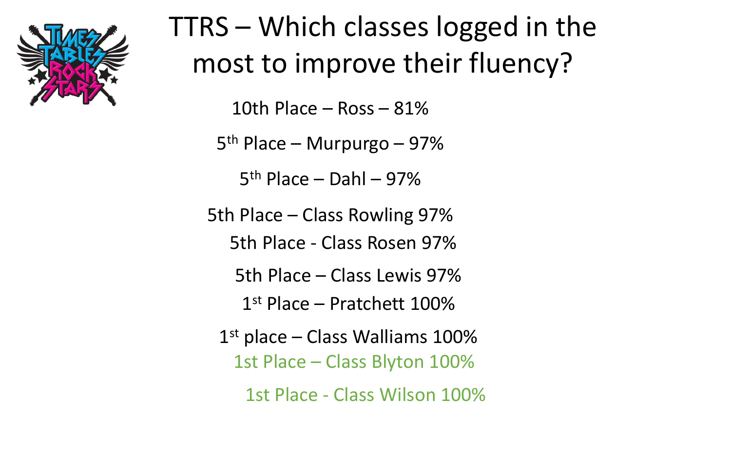# TTRS – Which classes logged in the most to improve their fluency?

10th Place – Ross – 81%

5th Place – Murpurgo – 97%

5th Place – Dahl – 97%

5th Place – Class Rowling 97%

5th Place - Class Rosen 97%

5th Place – Class Lewis 97%

1st Place – Pratchett 100%

1st place – Class Walliams 100%

1st Place – Class Blyton 100%

1st Place - Class Wilson 100%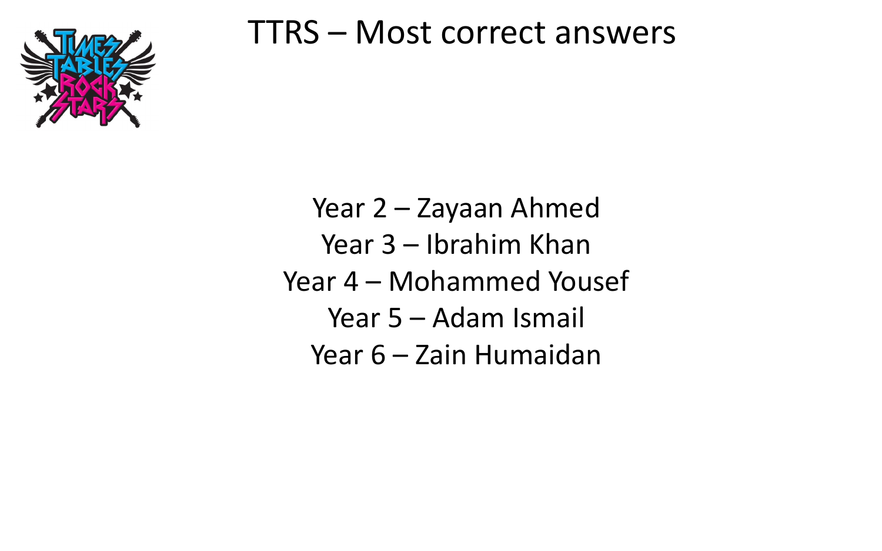# TTRS – Most correct answers

Year 2 – Zayaan Ahmed
Year 3 – Ibrahim Khan
Year 4 – Mohammed Yousef
Year 5 – Adam Ismail
Year 6 – Zain Humaidan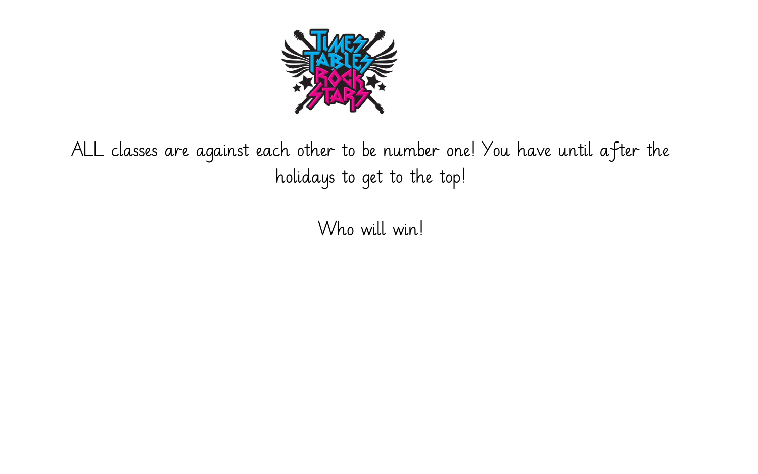ALL classes are against each other to be number one! You have until after the holidays to get to the top!

Who will win!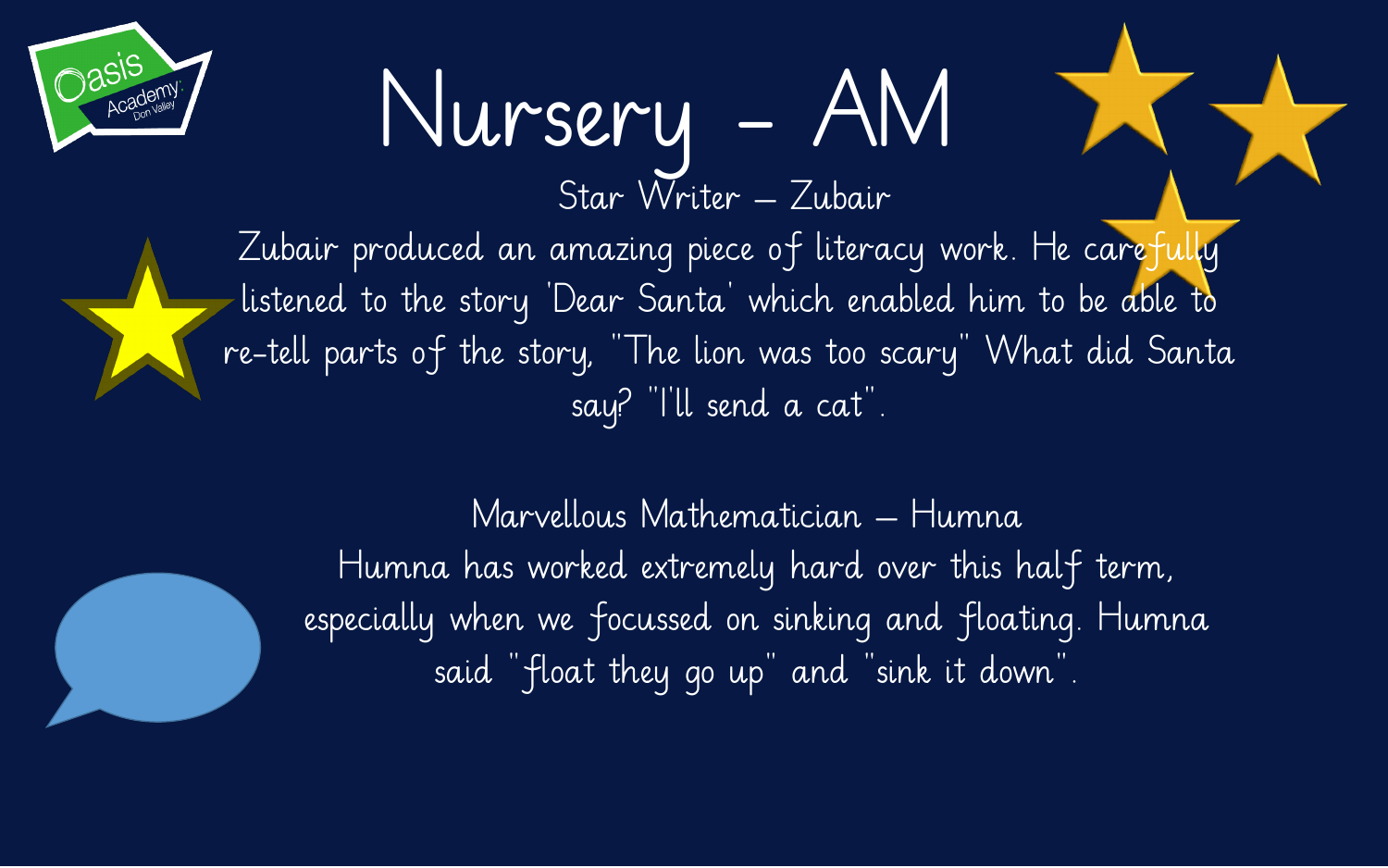# Nursery - AM

## Star Writer – Zubair

Zubair produced an amazing piece of literacy work. He carefully listened to the story 'Dear Santa' which enabled him to be able to re-tell parts of the story, "The lion was too scary" What did Santa say? "I'll send a cat".

## Marvellous Mathematician – Humna

Humna has worked extremely hard over this half term, especially when we focussed on sinking and floating. Humna said "float they go up" and "sink it down".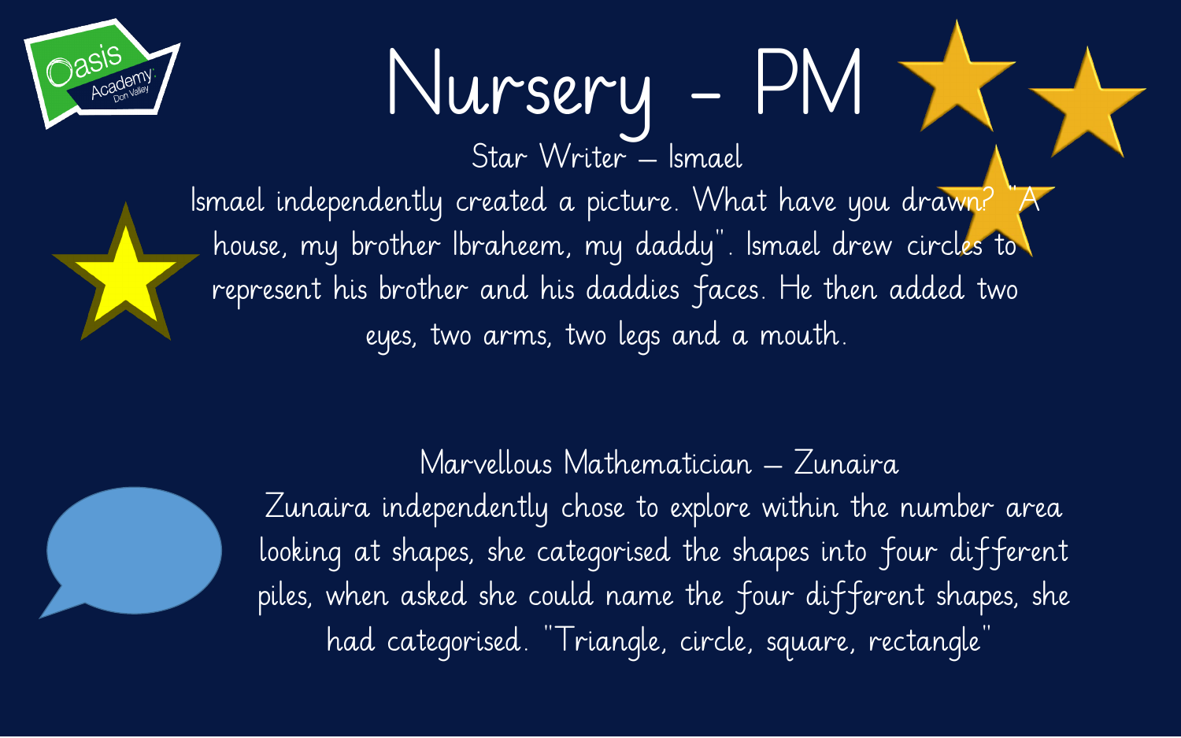# Nursery – PM

## Star Writer – Ismael

Ismael independently created a picture. What have you drawn? "A house, my brother Ibraheem, my daddy". Ismael drew circles to represent his brother and his daddies faces. He then added two eyes, two arms, two legs and a mouth.

## Marvellous Mathematician – Zunaira

Zunaira independently chose to explore within the number area looking at shapes, she categorised the shapes into four different piles, when asked she could name the four different shapes, she had categorised. "Triangle, circle, square, rectangle"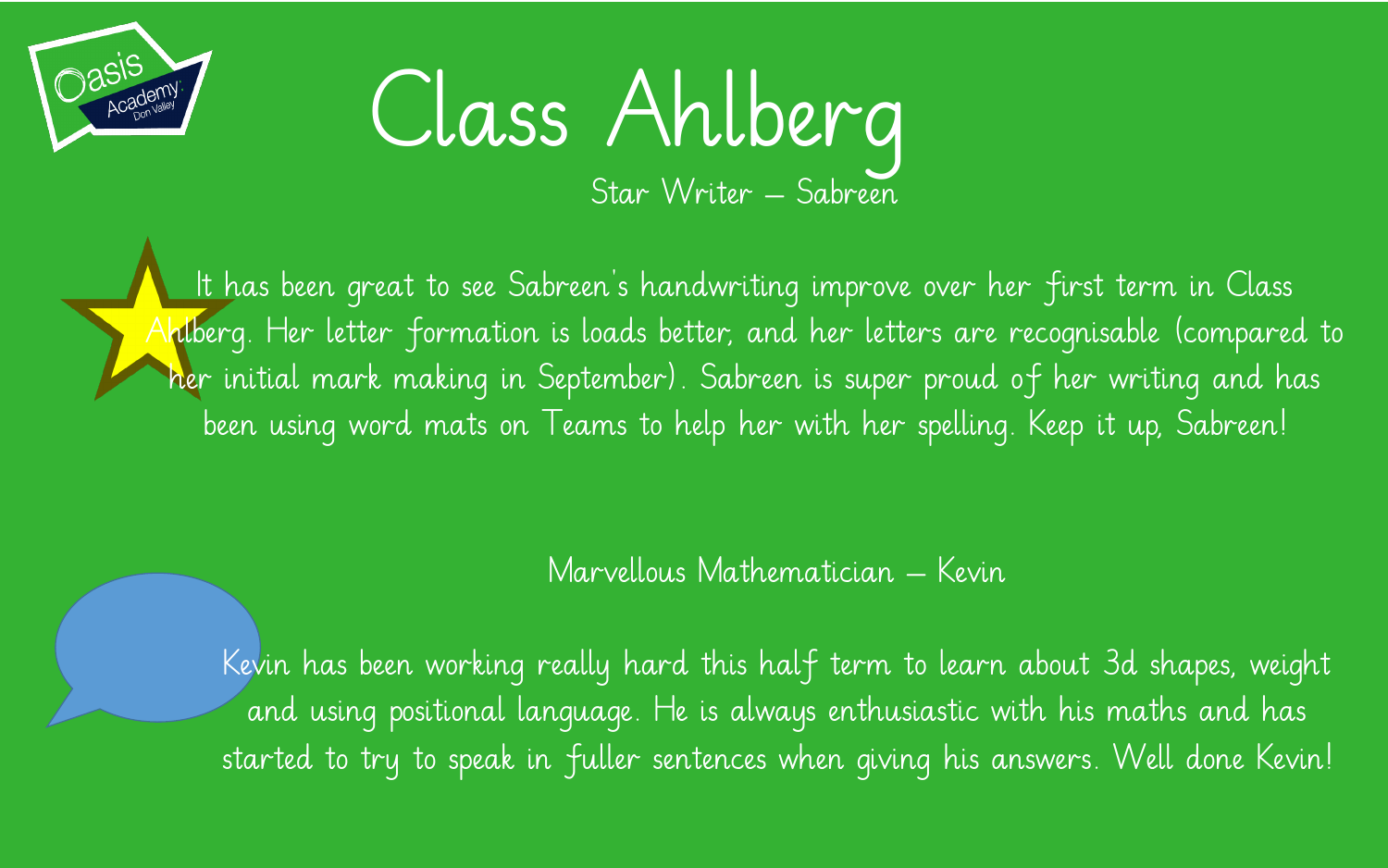# Class Ahlberg

## Star Writer – Sabreen

It has been great to see Sabreen's handwriting improve over her first term in Class Ahlberg. Her letter formation is loads better, and her letters are recognisable (compared to her initial mark making in September). Sabreen is super proud of her writing and has been using word mats on Teams to help her with her spelling. Keep it up, Sabreen!

## Marvellous Mathematician – Kevin

Kevin has been working really hard this half term to learn about 3d shapes, weight and using positional language. He is always enthusiastic with his maths and has started to try to speak in fuller sentences when giving his answers. Well done Kevin!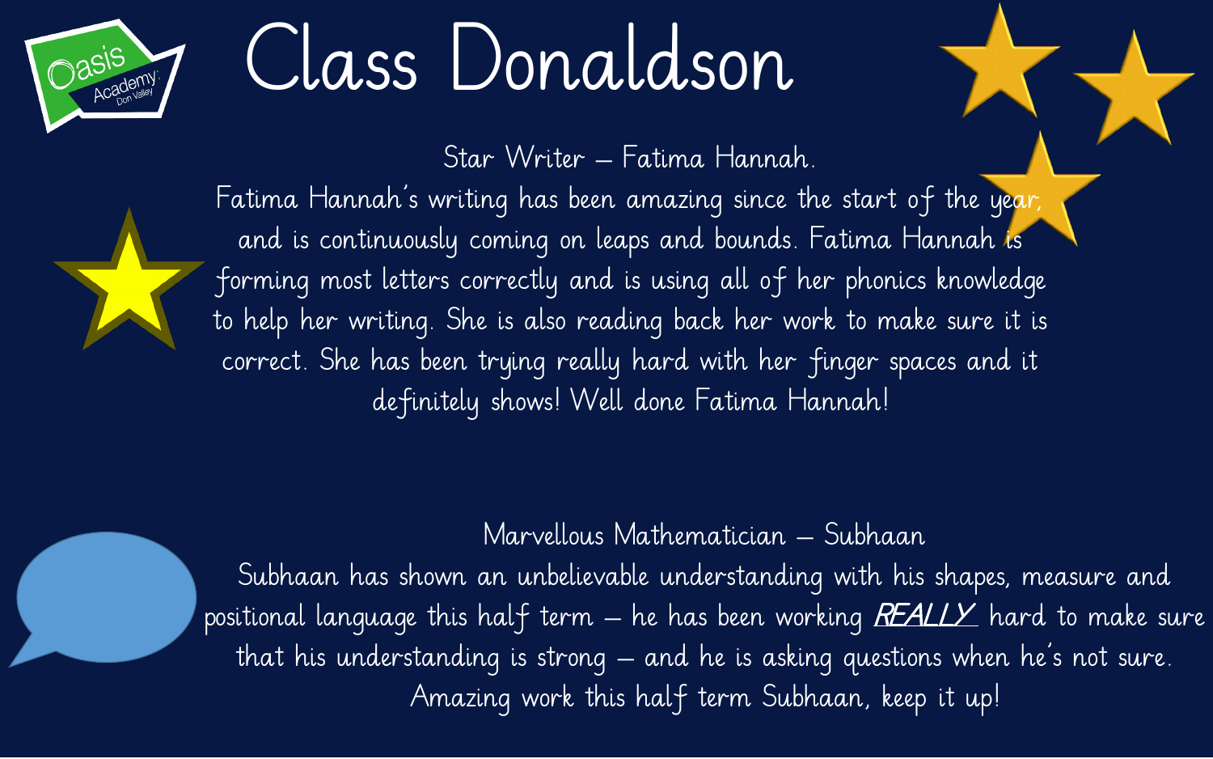# Class Donaldson

## Star Writer – Fatima Hannah.

Fatima Hannah's writing has been amazing since the start of the year, and is continuously coming on leaps and bounds. Fatima Hannah is forming most letters correctly and is using all of her phonics knowledge to help her writing. She is also reading back her work to make sure it is correct. She has been trying really hard with her finger spaces and it definitely shows! Well done Fatima Hannah!

## Marvellous Mathematician – Subhaan

Subhaan has shown an unbelievable understanding with his shapes, measure and positional language this half term – he has been working ***REALLY*** hard to make sure that his understanding is strong – and he is asking questions when he's not sure. Amazing work this half term Subhaan, keep it up!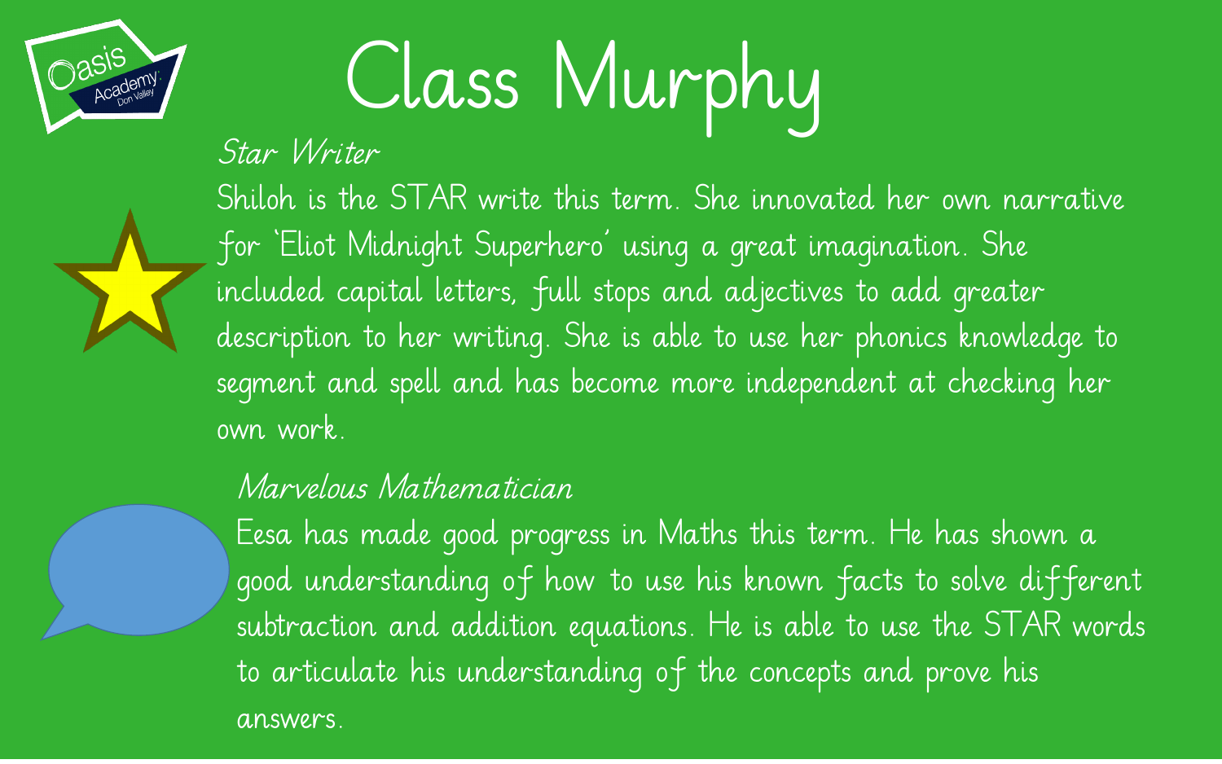# Class Murphy

*Star Writer*

Shiloh is the STAR write this term. She innovated her own narrative for 'Eliot Midnight Superhero' using a great imagination. She included capital letters, full stops and adjectives to add greater description to her writing. She is able to use her phonics knowledge to segment and spell and has become more independent at checking her own work.

*Marvelous Mathematician*

Eesa has made good progress in Maths this term. He has shown a good understanding of how to use his known facts to solve different subtraction and addition equations. He is able to use the STAR words to articulate his understanding of the concepts and prove his answers.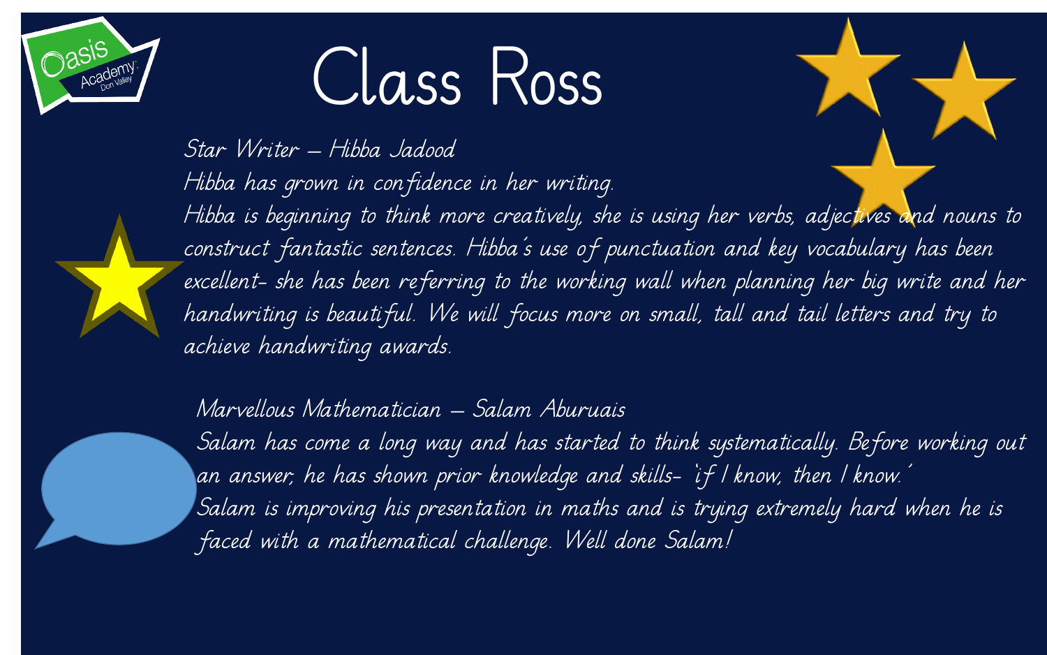# Class Ross

Star Writer – Hibba Jadood

Hibba has grown in confidence in her writing.

Hibba is beginning to think more creatively, she is using her verbs, adjectives and nouns to construct fantastic sentences. Hibba's use of punctuation and key vocabulary has been excellent- she has been referring to the working wall when planning her big write and her handwriting is beautiful. We will focus more on small, tall and tail letters and try to achieve handwriting awards.

Marvellous Mathematician – Salam Aburuais

Salam has come a long way and has started to think systematically. Before working out an answer, he has shown prior knowledge and skills- 'if I know, then I know.'

Salam is improving his presentation in maths and is trying extremely hard when he is faced with a mathematical challenge. Well done Salam!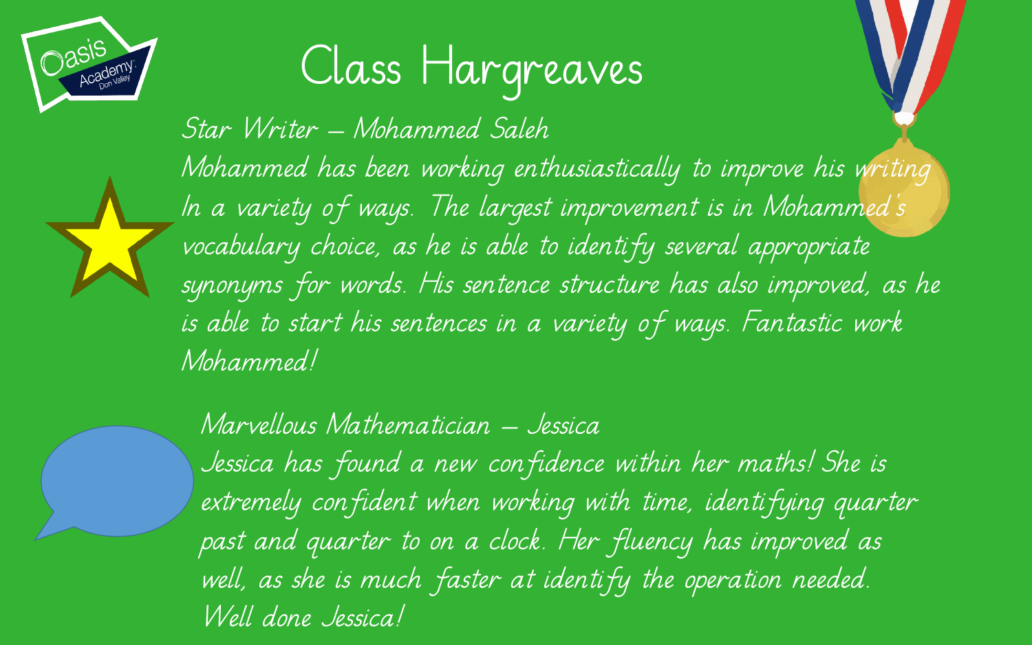# Class Hargreaves

## Star Writer – Mohammed Saleh

Mohammed has been working enthusiastically to improve his writing In a variety of ways. The largest improvement is in Mohammed's vocabulary choice, as he is able to identify several appropriate synonyms for words. His sentence structure has also improved, as he is able to start his sentences in a variety of ways. Fantastic work Mohammed!

## Marvellous Mathematician – Jessica

Jessica has found a new confidence within her maths! She is extremely confident when working with time, identifying quarter past and quarter to on a clock. Her fluency has improved as well, as she is much faster at identify the operation needed. Well done Jessica!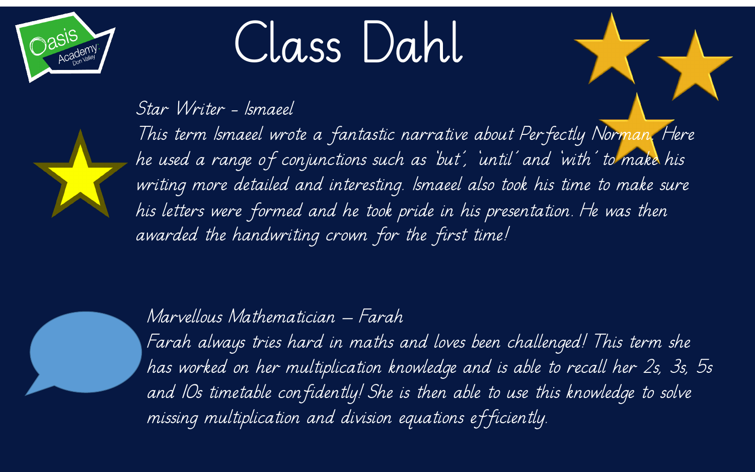# Class Dahl

*Star Writer – Ismaeel*

*This term Ismaeel wrote a fantastic narrative about Perfectly Norman. Here he used a range of conjunctions such as 'but', 'until' and 'with' to make his writing more detailed and interesting. Ismaeel also took his time to make sure his letters were formed and he took pride in his presentation. He was then awarded the handwriting crown for the first time!*

*Marvellous Mathematician – Farah*

*Farah always tries hard in maths and loves been challenged! This term she has worked on her multiplication knowledge and is able to recall her 2s, 3s, 5s and 10s timetable confidently! She is then able to use this knowledge to solve missing multiplication and division equations efficiently.*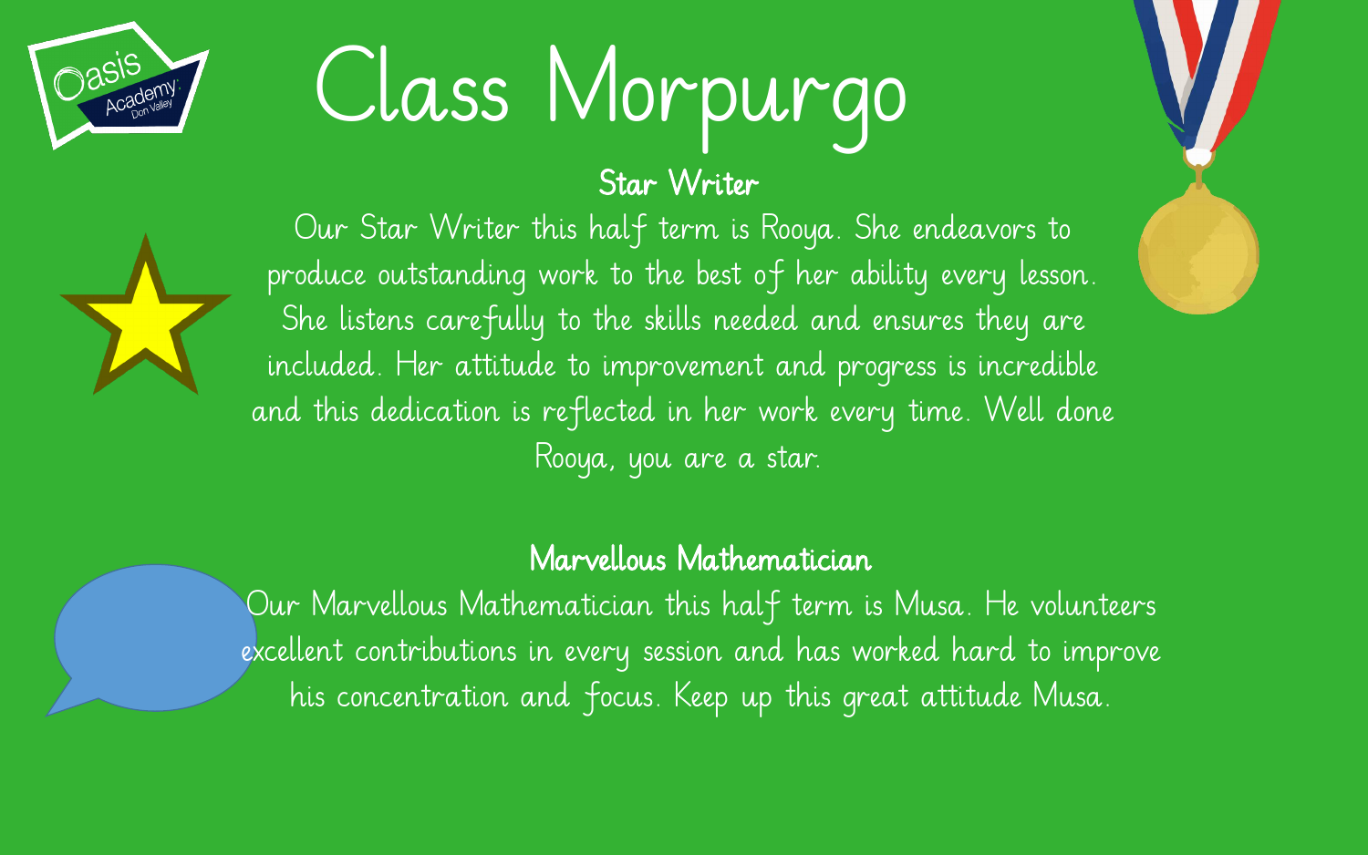# Class Morpurgo

## Star Writer

Our Star Writer this half term is Rooya. She endeavors to produce outstanding work to the best of her ability every lesson. She listens carefully to the skills needed and ensures they are included. Her attitude to improvement and progress is incredible and this dedication is reflected in her work every time. Well done Rooya, you are a star.

## Marvellous Mathematician

Our Marvellous Mathematician this half term is Musa. He volunteers excellent contributions in every session and has worked hard to improve his concentration and focus. Keep up this great attitude Musa.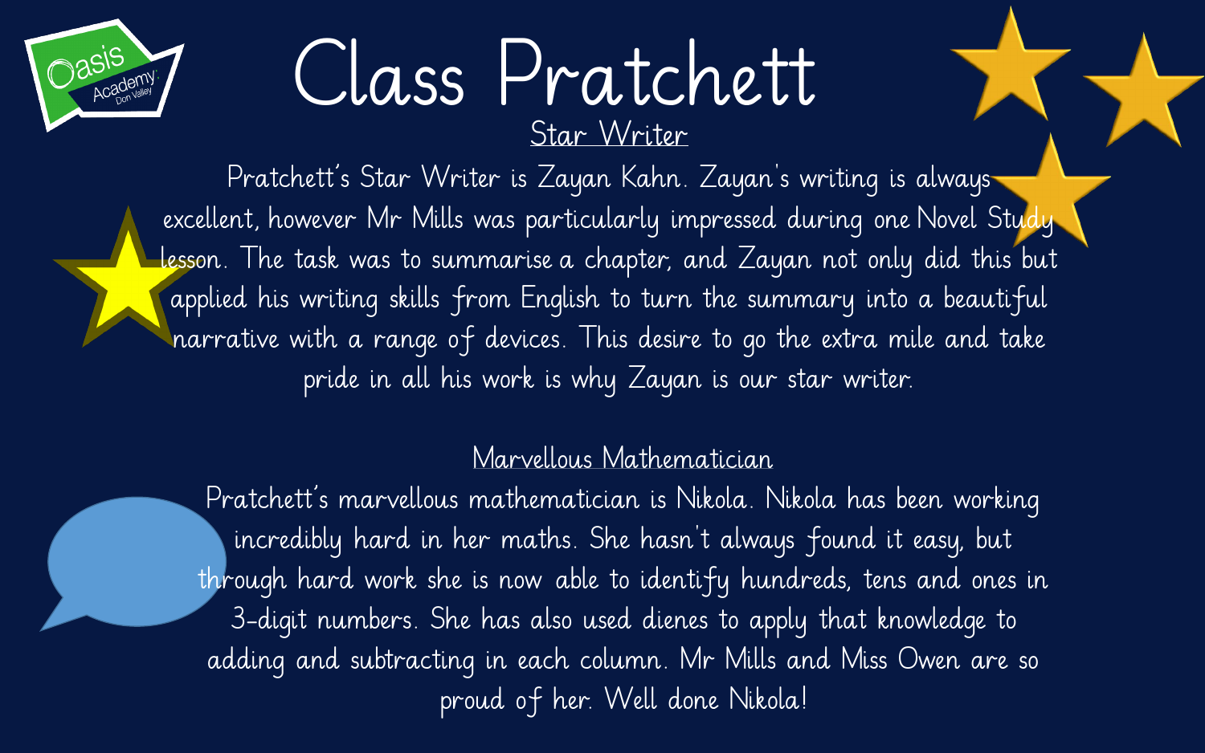# Class Pratchett

## Star Writer

Pratchett's Star Writer is Zayan Kahn. Zayan's writing is always excellent, however Mr Mills was particularly impressed during one Novel Study lesson. The task was to summarise a chapter, and Zayan not only did this but applied his writing skills from English to turn the summary into a beautiful narrative with a range of devices. This desire to go the extra mile and take pride in all his work is why Zayan is our star writer.

## Marvellous Mathematician

Pratchett's marvellous mathematician is Nikola. Nikola has been working incredibly hard in her maths. She hasn't always found it easy, but through hard work she is now able to identify hundreds, tens and ones in 3-digit numbers. She has also used dienes to apply that knowledge to adding and subtracting in each column. Mr Mills and Miss Owen are so proud of her. Well done Nikola!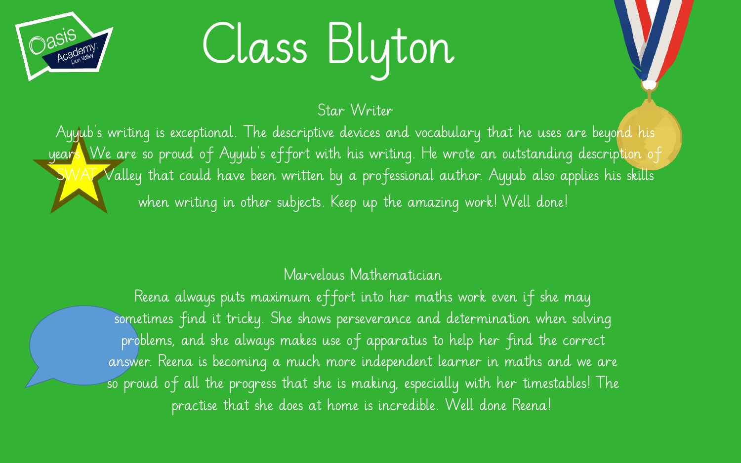# Class Blyton

## Star Writer

Ayyub's writing is exceptional. The descriptive devices and vocabulary that he uses are beyond his years. We are so proud of Ayyub's effort with his writing. He wrote an outstanding description of SWAT Valley that could have been written by a professional author. Ayyub also applies his skills when writing in other subjects. Keep up the amazing work! Well done!

## Marvelous Mathematician

Reena always puts maximum effort into her maths work even if she may sometimes find it tricky. She shows perseverance and determination when solving problems, and she always makes use of apparatus to help her find the correct answer. Reena is becoming a much more independent learner in maths and we are so proud of all the progress that she is making, especially with her timestables! The practise that she does at home is incredible. Well done Reena!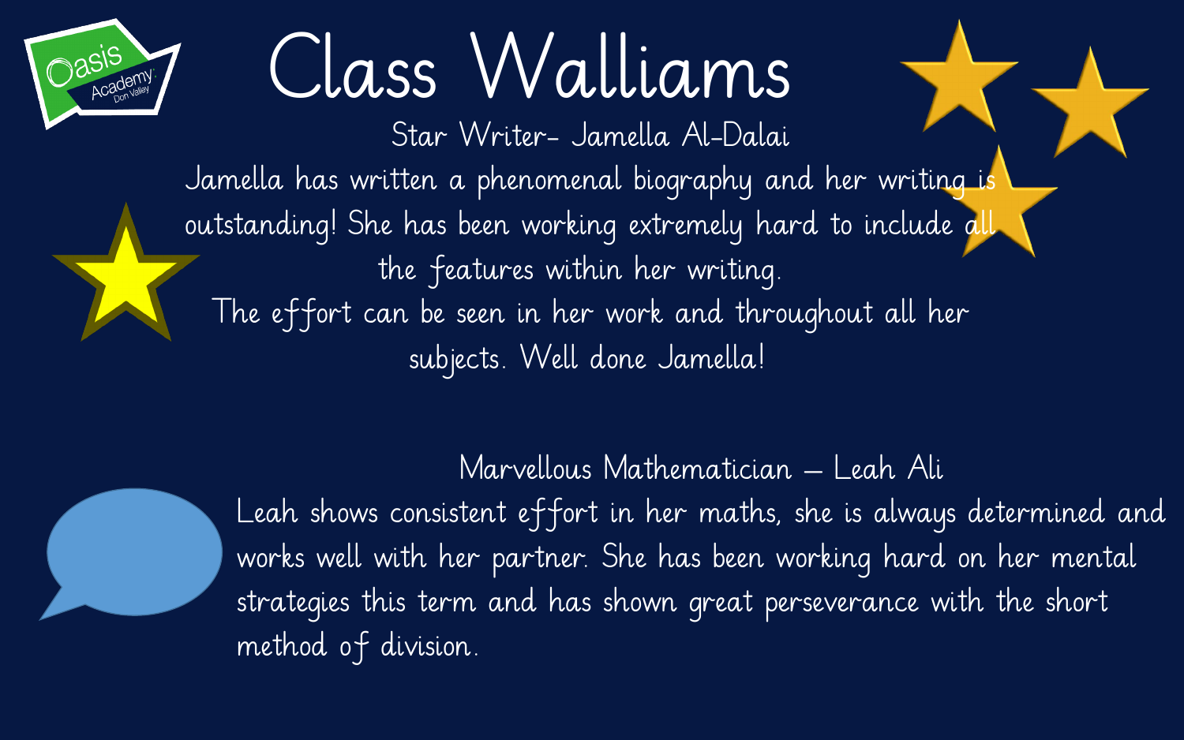# Class Walliams

## Star Writer- Jamella Al-Dalai

Jamella has written a phenomenal biography and her writing is outstanding! She has been working extremely hard to include all the features within her writing.

The effort can be seen in her work and throughout all her subjects. Well done Jamella!

## Marvellous Mathematician – Leah Ali

Leah shows consistent effort in her maths, she is always determined and works well with her partner. She has been working hard on her mental strategies this term and has shown great perseverance with the short method of division.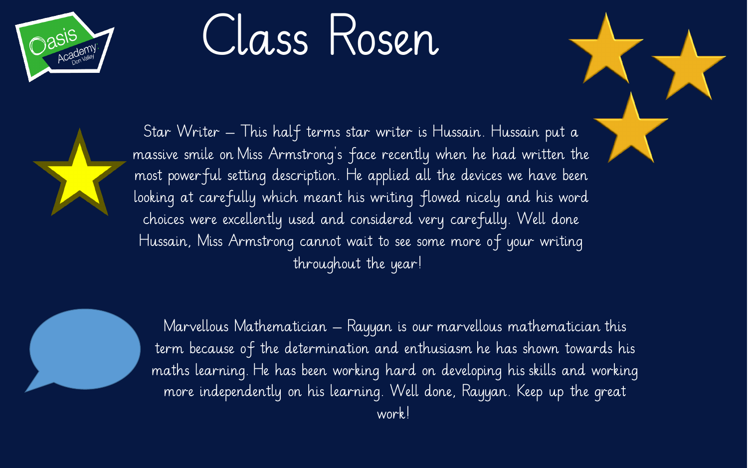# Class Rosen

Star Writer – This half terms star writer is Hussain. Hussain put a massive smile on Miss Armstrong's face recently when he had written the most powerful setting description. He applied all the devices we have been looking at carefully which meant his writing flowed nicely and his word choices were excellently used and considered very carefully. Well done Hussain, Miss Armstrong cannot wait to see some more of your writing throughout the year!

Marvellous Mathematician – Rayyan is our marvellous mathematician this term because of the determination and enthusiasm he has shown towards his maths learning. He has been working hard on developing his skills and working more independently on his learning. Well done, Rayyan. Keep up the great work!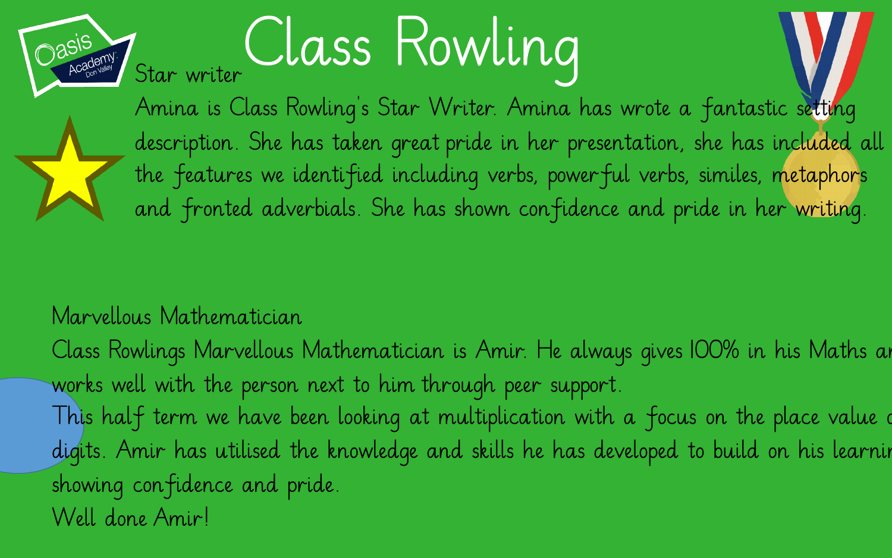# Class Rowling

## Star writer

Amina is Class Rowling's Star Writer. Amina has wrote a fantastic setting description. She has taken great pride in her presentation, she has included all the features we identified including verbs, powerful verbs, similes, metaphors and fronted adverbials. She has shown confidence and pride in her writing.

## Marvellous Mathematician

Class Rowlings Marvellous Mathematician is Amir. He always gives 100% in his Maths ar works well with the person next to him through peer support.

This half term we have been looking at multiplication with a focus on the place value c digits. Amir has utilised the knowledge and skills he has developed to build on his learnir showing confidence and pride.

Well done Amir!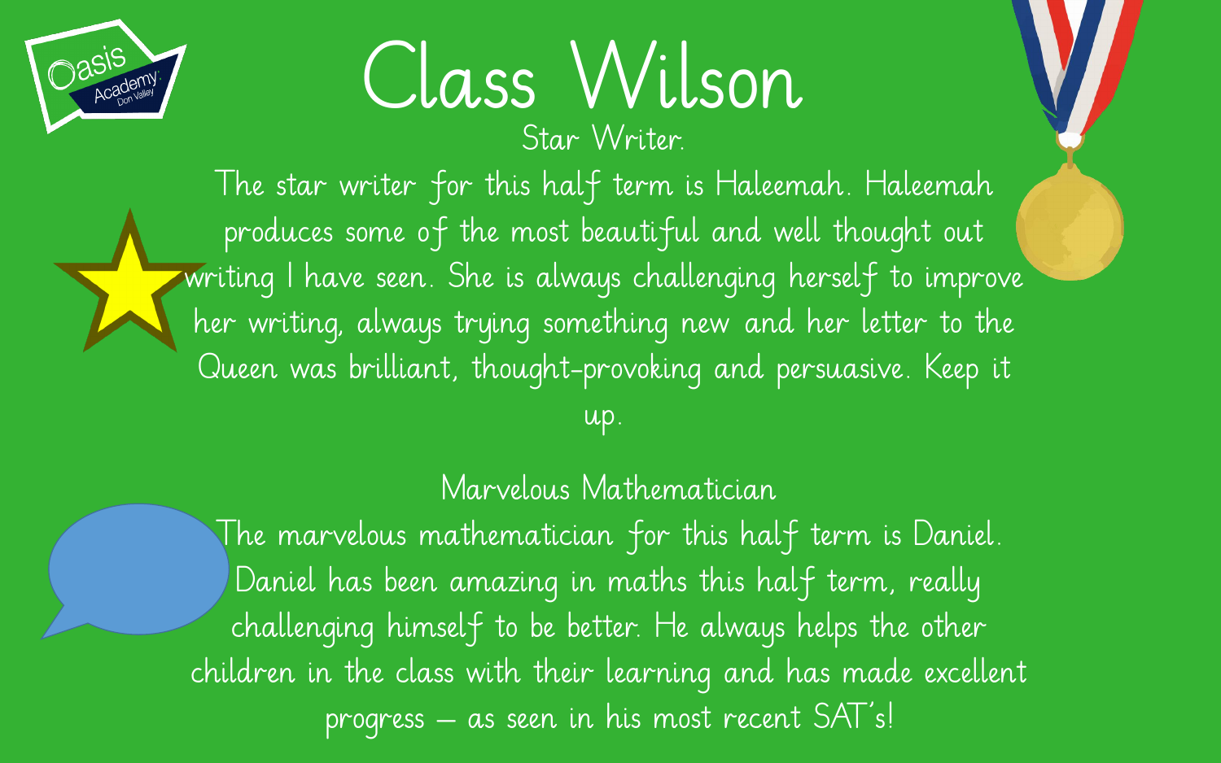# Class Wilson

## Star Writer.

The star writer for this half term is Haleemah. Haleemah produces some of the most beautiful and well thought out writing I have seen. She is always challenging herself to improve her writing, always trying something new and her letter to the Queen was brilliant, thought-provoking and persuasive. Keep it up.

## Marvelous Mathematician

The marvelous mathematician for this half term is Daniel. Daniel has been amazing in maths this half term, really challenging himself to be better. He always helps the other children in the class with their learning and has made excellent progress – as seen in his most recent SAT's!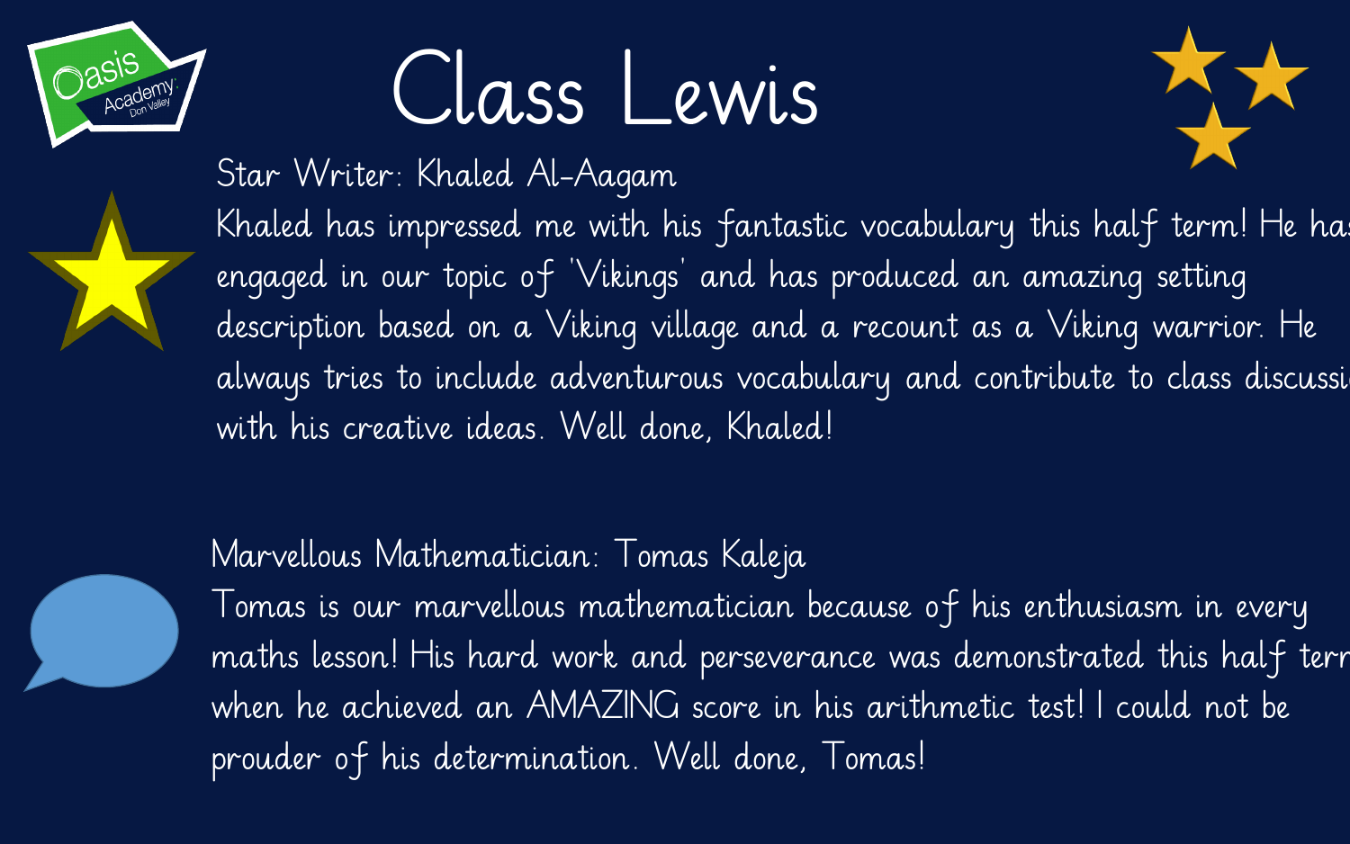# Class Lewis

**Star Writer: Khaled Al-Aagam**

Khaled has impressed me with his fantastic vocabulary this half term! He has engaged in our topic of 'Vikings' and has produced an amazing setting description based on a Viking village and a recount as a Viking warrior. He always tries to include adventurous vocabulary and contribute to class discussions with his creative ideas. Well done, Khaled!

**Marvellous Mathematician: Tomas Kaleja**

Tomas is our marvellous mathematician because of his enthusiasm in every maths lesson! His hard work and perseverance was demonstrated this half term when he achieved an AMAZING score in his arithmetic test! I could not be prouder of his determination. Well done, Tomas!